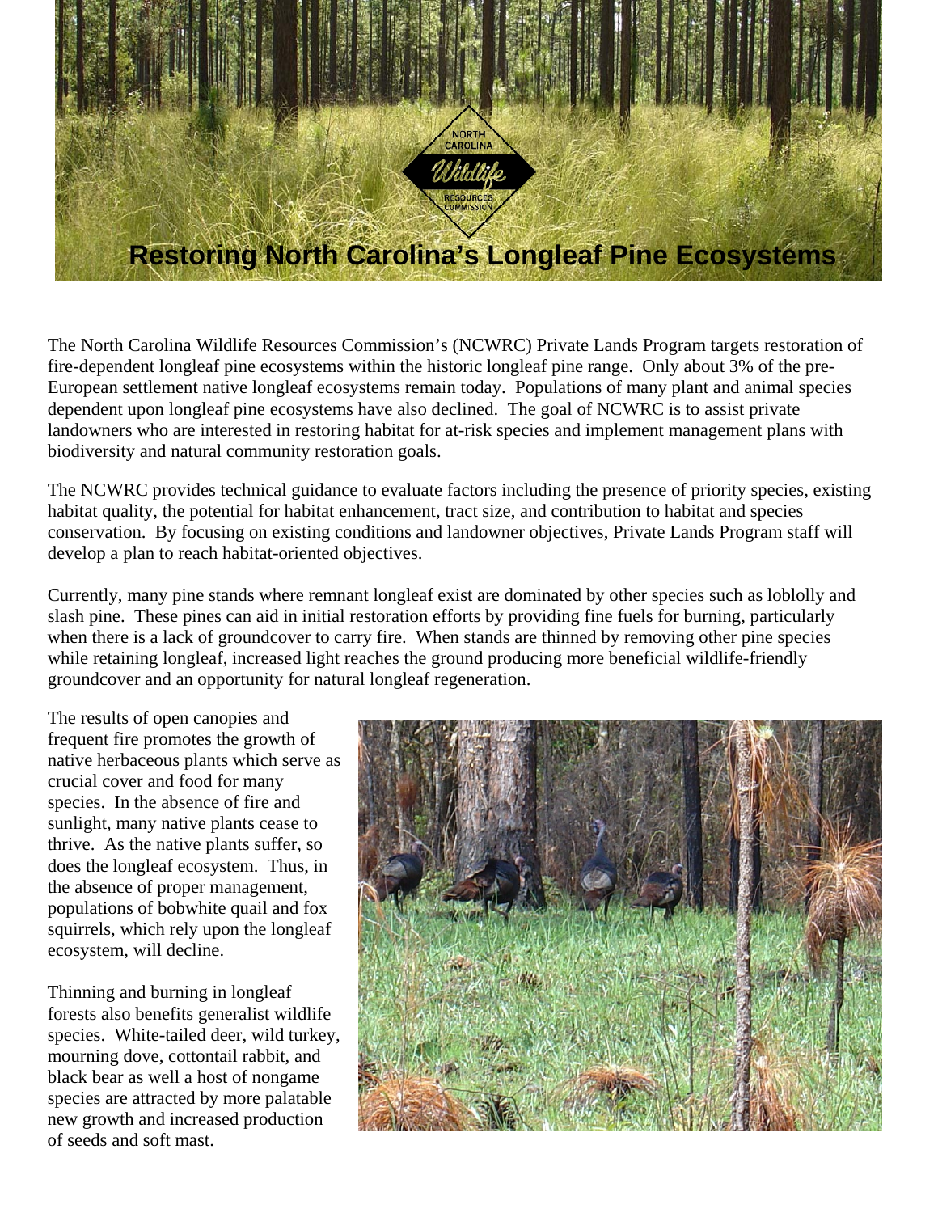# Restoring North Carolina's Longleaf Pine Ecosystems

The North Carolina Wildlife Resources Commission's (NCWRC) Private Lands Program targets restoration of fire-dependent longleaf pine ecosystems within the historic longleaf pine range. Only about 3% of the pre-European settlement native longleaf ecosystems remain today. Populations of many plant and animal species dependent upon longleaf pine ecosystems have also declined. The goal of NCWRC is to assist private landowners who are interested in restoring habitat for at-risk species and implement management plans with biodiversity and natural community restoration goals.

The NCWRC provides technical guidance to evaluate factors including the presence of priority species, existing habitat quality, the potential for habitat enhancement, tract size, and contribution to habitat and species conservation. By focusing on existing conditions and landowner objectives, Private Lands Program staff will develop a plan to reach habitat-oriented objectives.

Currently, many pine stands where remnant longleaf exist are dominated by other species such as loblolly and slash pine. These pines can aid in initial restoration efforts by providing fine fuels for burning, particularly when there is a lack of groundcover to carry fire. When stands are thinned by removing other pine species while retaining longleaf, increased light reaches the ground producing more beneficial wildlife-friendly groundcover and an opportunity for natural longleaf regeneration.

The results of open canopies and frequent fire promotes the growth of native herbaceous plants which serve as crucial cover and food for many species. In the absence of fire and sunlight, many native plants cease to thrive. As the native plants suffer, so does the longleaf ecosystem. Thus, in the absence of proper management, populations of bobwhite quail and fox squirrels, which rely upon the longleaf ecosystem, will decline.

Thinning and burning in longleaf forests also benefits generalist wildlife species. White-tailed deer, wild turkey, mourning dove, cottontail rabbit, and black bear as well a host of nongame species are attracted by more palatable new growth and increased production of seeds and soft mast.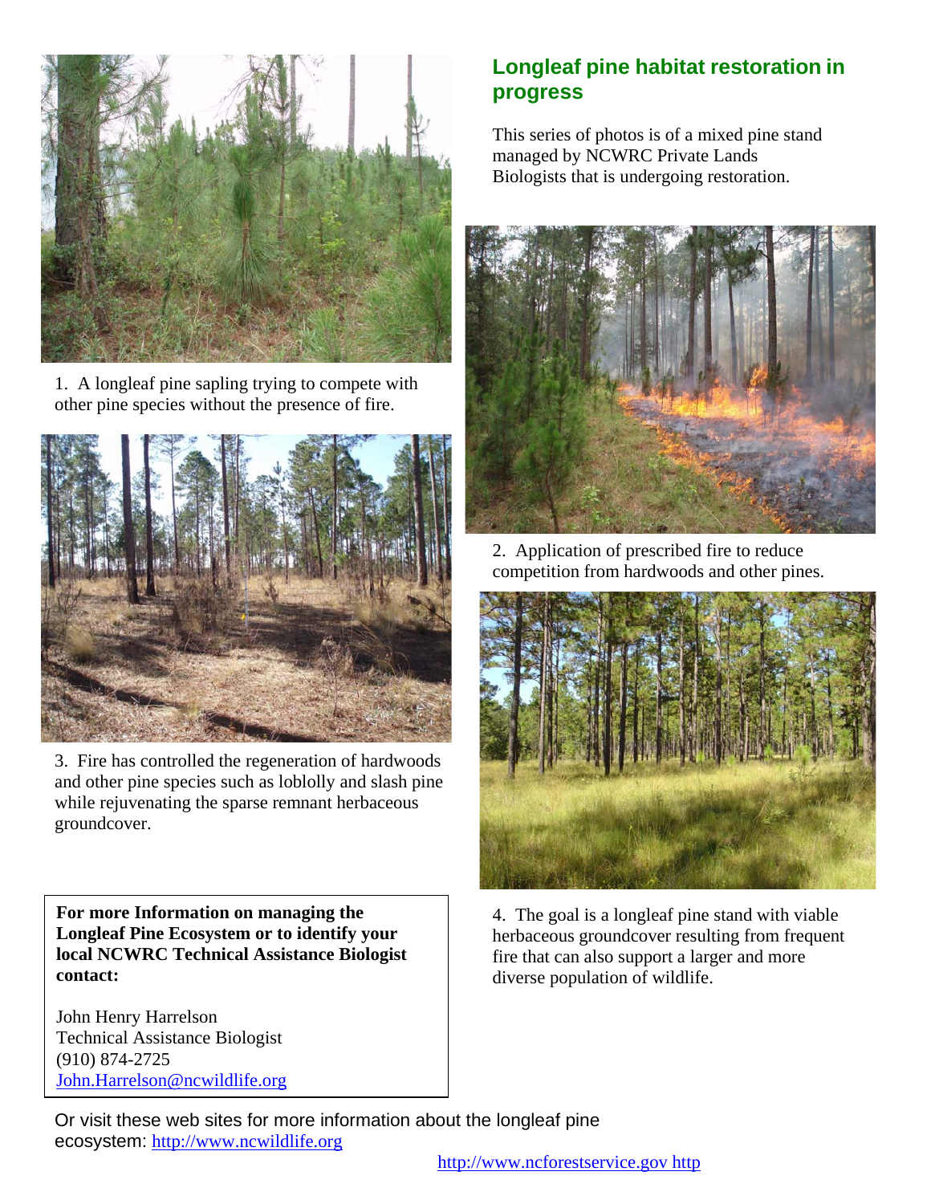## Longleaf pine habitat restoration in progress

This series of photos is of a mixed pine stand managed by NCWRC Private Lands Biologists that is undergoing restoration.

1. A longleaf pine sapling trying to compete with other pine species without the presence of fire.

2. Application of prescribed fire to reduce competition from hardwoods and other pines.

3. Fire has controlled the regeneration of hardwoods and other pine species such as loblolly and slash pine while rejuvenating the sparse remnant herbaceous groundcover.

4. The goal is a longleaf pine stand with viable herbaceous groundcover resulting from frequent fire that can also support a larger and more diverse population of wildlife.

**For more Information on managing the Longleaf Pine Ecosystem or to identify your local NCWRC Technical Assistance Biologist contact:**

John Henry Harrelson
Technical Assistance Biologist
(910) 874-2725
John.Harrelson@ncwildlife.org

Or visit these web sites for more information about the longleaf pine ecosystem: http://www.ncwildlife.org

http://www.ncforestservice.gov http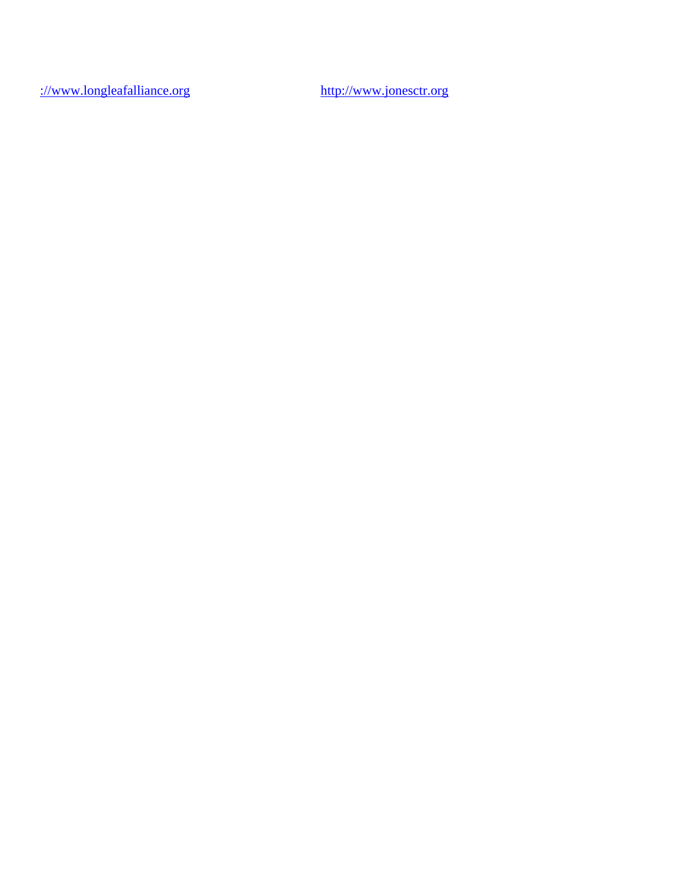://www.longleafalliance.org http://www.jonesctr.org